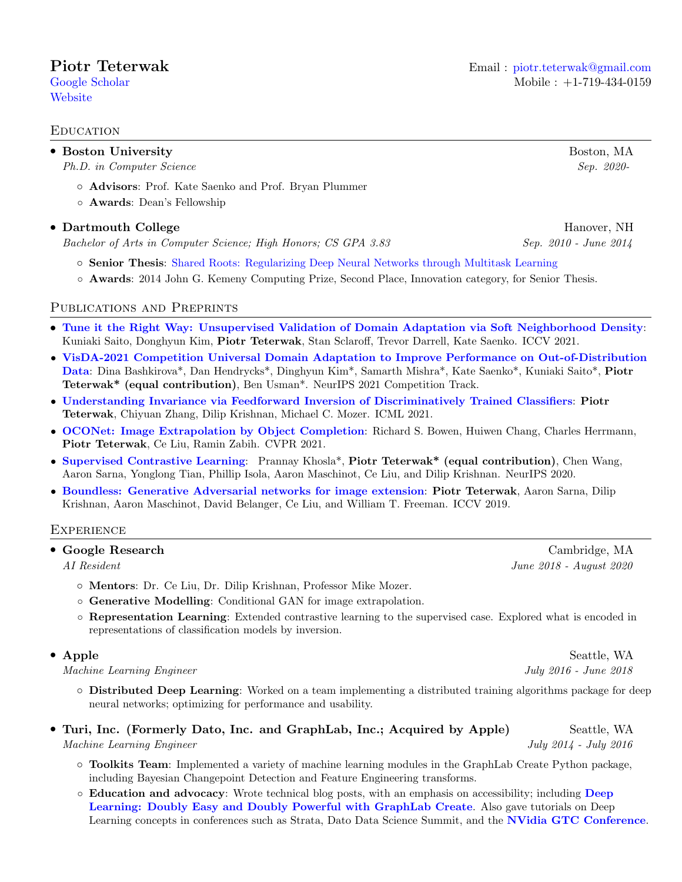# Piotr Teterwak

Google Scholar
Website

Email : piotr.teterwak@gmail.com
Mobile : +1-719-434-0159

## Education

- **Boston University** — Boston, MA
  *Ph.D. in Computer Science* — *Sep. 2020-*
  - **Advisors**: Prof. Kate Saenko and Prof. Bryan Plummer
  - **Awards**: Dean's Fellowship

- **Dartmouth College** — Hanover, NH
  *Bachelor of Arts in Computer Science; High Honors; CS GPA 3.83* — *Sep. 2010 - June 2014*
  - **Senior Thesis**: Shared Roots: Regularizing Deep Neural Networks through Multitask Learning
  - **Awards**: 2014 John G. Kemeny Computing Prize, Second Place, Innovation category, for Senior Thesis.

## Publications and Preprints

- **Tune it the Right Way: Unsupervised Validation of Domain Adaptation via Soft Neighborhood Density**: Kuniaki Saito, Donghyun Kim, **Piotr Teterwak**, Stan Sclaroff, Trevor Darrell, Kate Saenko. ICCV 2021.
- **VisDA-2021 Competition Universal Domain Adaptation to Improve Performance on Out-of-Distribution Data**: Dina Bashkirova*, Dan Hendrycks*, Dinghyun Kim*, Samarth Mishra*, Kate Saenko*, Kuniaki Saito*, **Piotr Teterwak* (equal contribution)**, Ben Usman*. NeurIPS 2021 Competition Track.
- **Understanding Invariance via Feedforward Inversion of Discriminatively Trained Classifiers**: **Piotr Teterwak**, Chiyuan Zhang, Dilip Krishnan, Michael C. Mozer. ICML 2021.
- **OCONet: Image Extrapolation by Object Completion**: Richard S. Bowen, Huiwen Chang, Charles Herrmann, **Piotr Teterwak**, Ce Liu, Ramin Zabih. CVPR 2021.
- **Supervised Contrastive Learning**: Prannay Khosla*, **Piotr Teterwak* (equal contribution)**, Chen Wang, Aaron Sarna, Yonglong Tian, Phillip Isola, Aaron Maschinot, Ce Liu, and Dilip Krishnan. NeurIPS 2020.
- **Boundless: Generative Adversarial networks for image extension**: **Piotr Teterwak**, Aaron Sarna, Dilip Krishnan, Aaron Maschinot, David Belanger, Ce Liu, and William T. Freeman. ICCV 2019.

## Experience

- **Google Research** — Cambridge, MA
  *AI Resident* — *June 2018 - August 2020*
  - **Mentors**: Dr. Ce Liu, Dr. Dilip Krishnan, Professor Mike Mozer.
  - **Generative Modelling**: Conditional GAN for image extrapolation.
  - **Representation Learning**: Extended contrastive learning to the supervised case. Explored what is encoded in representations of classification models by inversion.

- **Apple** — Seattle, WA
  *Machine Learning Engineer* — *July 2016 - June 2018*
  - **Distributed Deep Learning**: Worked on a team implementing a distributed training algorithms package for deep neural networks; optimizing for performance and usability.

- **Turi, Inc. (Formerly Dato, Inc. and GraphLab, Inc.; Acquired by Apple)** — Seattle, WA
  *Machine Learning Engineer* — *July 2014 - July 2016*
  - **Toolkits Team**: Implemented a variety of machine learning modules in the GraphLab Create Python package, including Bayesian Changepoint Detection and Feature Engineering transforms.
  - **Education and advocacy**: Wrote technical blog posts, with an emphasis on accessibility; including **Deep Learning: Doubly Easy and Doubly Powerful with GraphLab Create**. Also gave tutorials on Deep Learning concepts in conferences such as Strata, Dato Data Science Summit, and the **NVidia GTC Conference**.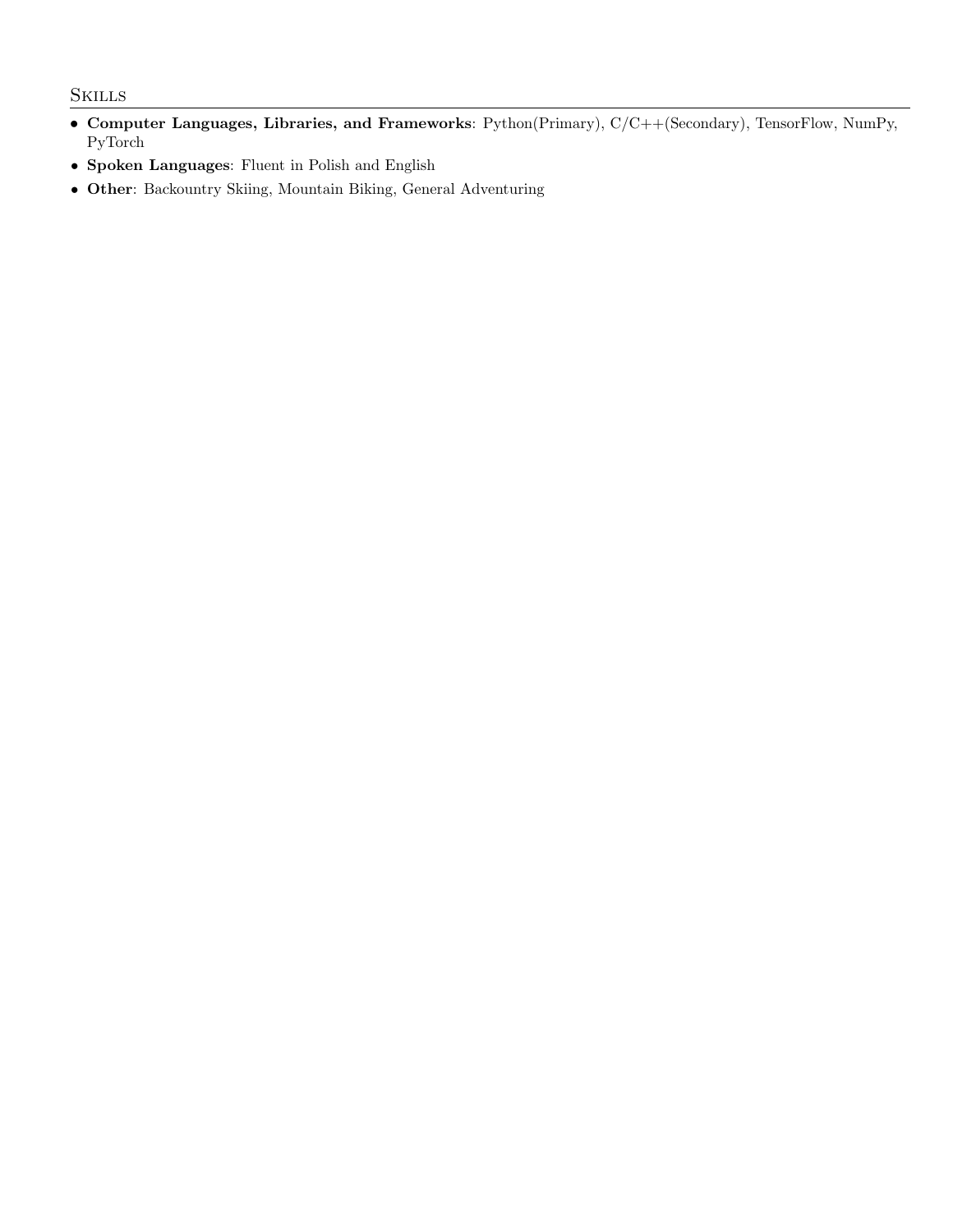## Skills

- **Computer Languages, Libraries, and Frameworks**: Python(Primary), C/C++(Secondary), TensorFlow, NumPy, PyTorch
- **Spoken Languages**: Fluent in Polish and English
- **Other**: Backountry Skiing, Mountain Biking, General Adventuring